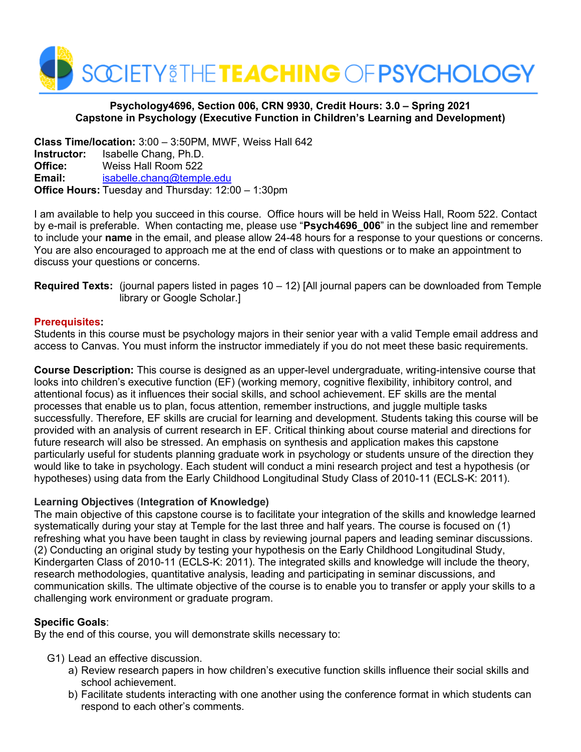**Psychology4696, Section 006, CRN 9930, Credit Hours: 3.0 – Spring 2021**
**Capstone in Psychology (Executive Function in Children's Learning and Development)**

**Class Time/location:** 3:00 – 3:50PM, MWF, Weiss Hall 642
**Instructor:** Isabelle Chang, Ph.D.
**Office:** Weiss Hall Room 522
**Email:** isabelle.chang@temple.edu
**Office Hours:** Tuesday and Thursday: 12:00 – 1:30pm

I am available to help you succeed in this course. Office hours will be held in Weiss Hall, Room 522. Contact by e-mail is preferable. When contacting me, please use "**Psych4696_006**" in the subject line and remember to include your **name** in the email, and please allow 24-48 hours for a response to your questions or concerns. You are also encouraged to approach me at the end of class with questions or to make an appointment to discuss your questions or concerns.

**Required Texts:** (journal papers listed in pages 10 – 12) [All journal papers can be downloaded from Temple library or Google Scholar.]

**Prerequisites:**
Students in this course must be psychology majors in their senior year with a valid Temple email address and access to Canvas. You must inform the instructor immediately if you do not meet these basic requirements.

**Course Description:** This course is designed as an upper-level undergraduate, writing-intensive course that looks into children's executive function (EF) (working memory, cognitive flexibility, inhibitory control, and attentional focus) as it influences their social skills, and school achievement. EF skills are the mental processes that enable us to plan, focus attention, remember instructions, and juggle multiple tasks successfully. Therefore, EF skills are crucial for learning and development. Students taking this course will be provided with an analysis of current research in EF. Critical thinking about course material and directions for future research will also be stressed. An emphasis on synthesis and application makes this capstone particularly useful for students planning graduate work in psychology or students unsure of the direction they would like to take in psychology. Each student will conduct a mini research project and test a hypothesis (or hypotheses) using data from the Early Childhood Longitudinal Study Class of 2010-11 (ECLS-K: 2011).

**Learning Objectives (Integration of Knowledge)**
The main objective of this capstone course is to facilitate your integration of the skills and knowledge learned systematically during your stay at Temple for the last three and half years. The course is focused on (1) refreshing what you have been taught in class by reviewing journal papers and leading seminar discussions. (2) Conducting an original study by testing your hypothesis on the Early Childhood Longitudinal Study, Kindergarten Class of 2010-11 (ECLS-K: 2011). The integrated skills and knowledge will include the theory, research methodologies, quantitative analysis, leading and participating in seminar discussions, and communication skills. The ultimate objective of the course is to enable you to transfer or apply your skills to a challenging work environment or graduate program.

**Specific Goals**:
By the end of this course, you will demonstrate skills necessary to:

G1) Lead an effective discussion.
   a) Review research papers in how children's executive function skills influence their social skills and school achievement.
   b) Facilitate students interacting with one another using the conference format in which students can respond to each other's comments.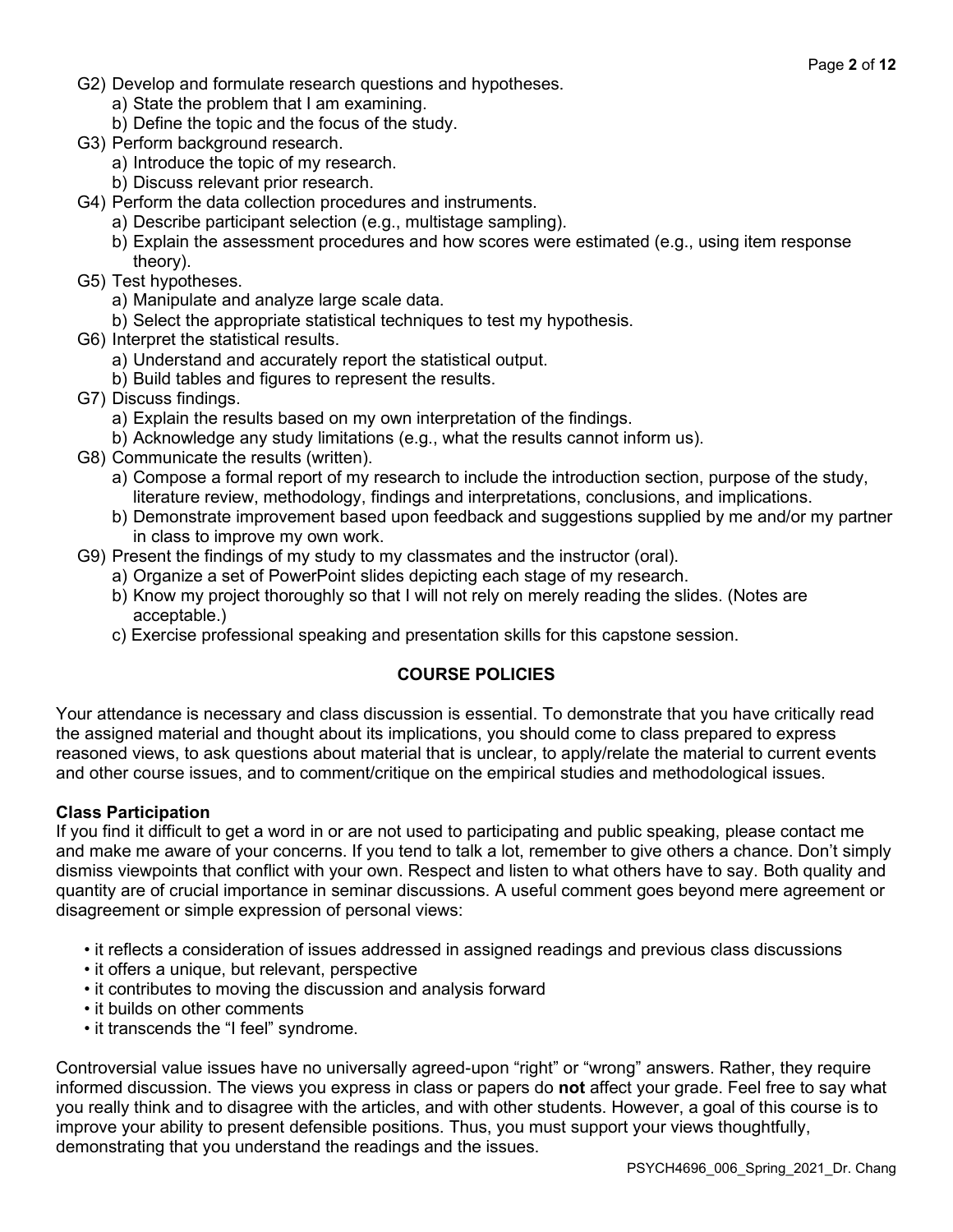- G2) Develop and formulate research questions and hypotheses.
  - a) State the problem that I am examining.
  - b) Define the topic and the focus of the study.
- G3) Perform background research.
  - a) Introduce the topic of my research.
  - b) Discuss relevant prior research.
- G4) Perform the data collection procedures and instruments.
  - a) Describe participant selection (e.g., multistage sampling).
  - b) Explain the assessment procedures and how scores were estimated (e.g., using item response theory).
- G5) Test hypotheses.
  - a) Manipulate and analyze large scale data.
  - b) Select the appropriate statistical techniques to test my hypothesis.
- G6) Interpret the statistical results.
  - a) Understand and accurately report the statistical output.
  - b) Build tables and figures to represent the results.
- G7) Discuss findings.
  - a) Explain the results based on my own interpretation of the findings.
  - b) Acknowledge any study limitations (e.g., what the results cannot inform us).
- G8) Communicate the results (written).
  - a) Compose a formal report of my research to include the introduction section, purpose of the study, literature review, methodology, findings and interpretations, conclusions, and implications.
  - b) Demonstrate improvement based upon feedback and suggestions supplied by me and/or my partner in class to improve my own work.
- G9) Present the findings of my study to my classmates and the instructor (oral).
  - a) Organize a set of PowerPoint slides depicting each stage of my research.
  - b) Know my project thoroughly so that I will not rely on merely reading the slides. (Notes are acceptable.)
  - c) Exercise professional speaking and presentation skills for this capstone session.

## COURSE POLICIES

Your attendance is necessary and class discussion is essential. To demonstrate that you have critically read the assigned material and thought about its implications, you should come to class prepared to express reasoned views, to ask questions about material that is unclear, to apply/relate the material to current events and other course issues, and to comment/critique on the empirical studies and methodological issues.

### Class Participation

If you find it difficult to get a word in or are not used to participating and public speaking, please contact me and make me aware of your concerns. If you tend to talk a lot, remember to give others a chance. Don't simply dismiss viewpoints that conflict with your own. Respect and listen to what others have to say. Both quality and quantity are of crucial importance in seminar discussions. A useful comment goes beyond mere agreement or disagreement or simple expression of personal views:

- it reflects a consideration of issues addressed in assigned readings and previous class discussions
- it offers a unique, but relevant, perspective
- it contributes to moving the discussion and analysis forward
- it builds on other comments
- it transcends the "I feel" syndrome.

Controversial value issues have no universally agreed-upon "right" or "wrong" answers. Rather, they require informed discussion. The views you express in class or papers do **not** affect your grade. Feel free to say what you really think and to disagree with the articles, and with other students. However, a goal of this course is to improve your ability to present defensible positions. Thus, you must support your views thoughtfully, demonstrating that you understand the readings and the issues.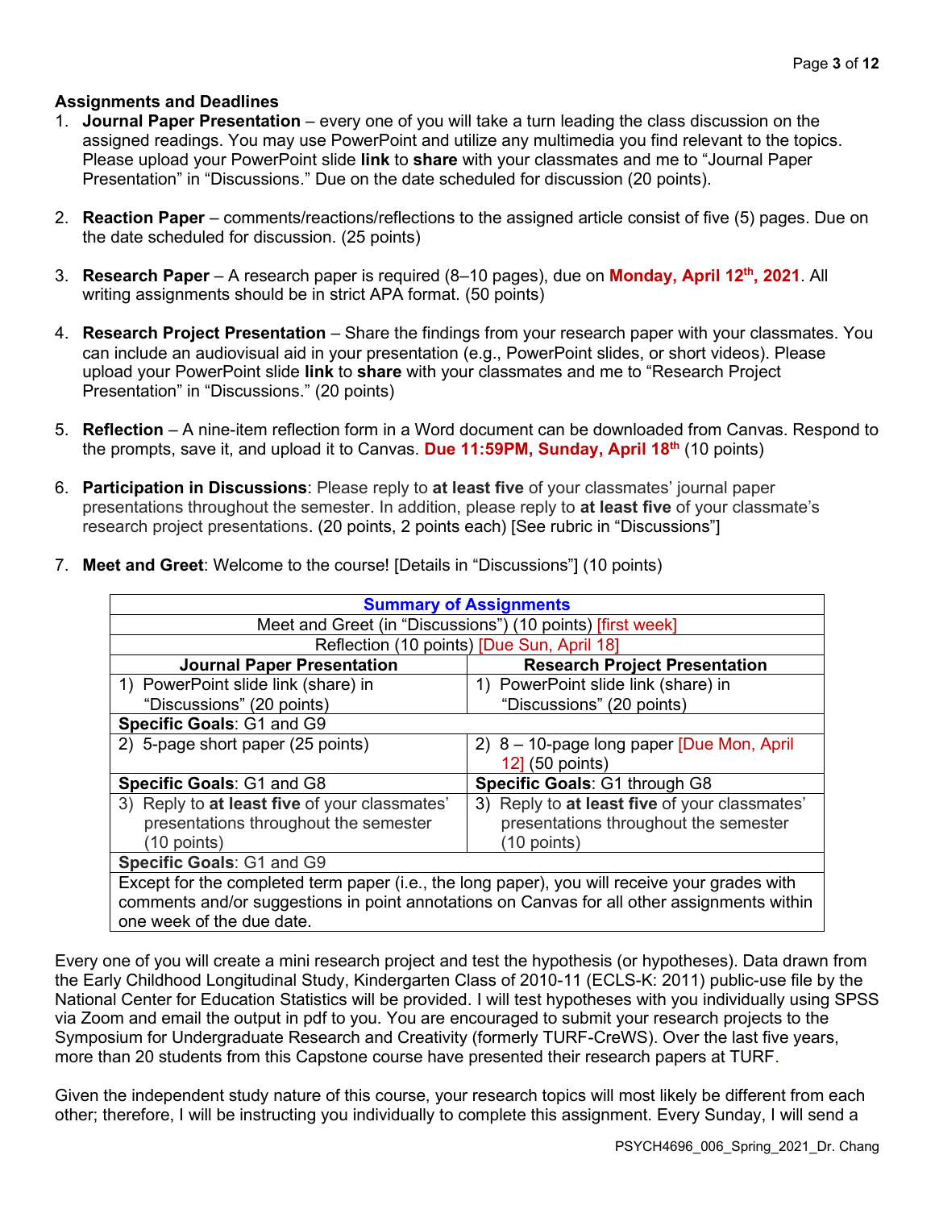**Assignments and Deadlines**

1. **Journal Paper Presentation** – every one of you will take a turn leading the class discussion on the assigned readings. You may use PowerPoint and utilize any multimedia you find relevant to the topics. Please upload your PowerPoint slide **link** to **share** with your classmates and me to "Journal Paper Presentation" in "Discussions." Due on the date scheduled for discussion (20 points).

2. **Reaction Paper** – comments/reactions/reflections to the assigned article consist of five (5) pages. Due on the date scheduled for discussion. (25 points)

3. **Research Paper** – A research paper is required (8–10 pages), due on **Monday, April 12th, 2021**. All writing assignments should be in strict APA format. (50 points)

4. **Research Project Presentation** – Share the findings from your research paper with your classmates. You can include an audiovisual aid in your presentation (e.g., PowerPoint slides, or short videos). Please upload your PowerPoint slide **link** to **share** with your classmates and me to "Research Project Presentation" in "Discussions." (20 points)

5. **Reflection** – A nine-item reflection form in a Word document can be downloaded from Canvas. Respond to the prompts, save it, and upload it to Canvas. **Due 11:59PM, Sunday, April 18th** (10 points)

6. **Participation in Discussions**: Please reply to **at least five** of your classmates' journal paper presentations throughout the semester. In addition, please reply to **at least five** of your classmate's research project presentations. (20 points, 2 points each) [See rubric in "Discussions"]

7. **Meet and Greet**: Welcome to the course! [Details in "Discussions"] (10 points)

| **Summary of Assignments** | |
|---|---|
| Meet and Greet (in "Discussions") (10 points) [first week] | |
| Reflection (10 points) [Due Sun, April 18] | |
| **Journal Paper Presentation** | **Research Project Presentation** |
| 1) PowerPoint slide link (share) in "Discussions" (20 points) | 1) PowerPoint slide link (share) in "Discussions" (20 points) |
| **Specific Goals**: G1 and G9 | |
| 2) 5-page short paper (25 points) | 2) 8 – 10-page long paper [Due Mon, April 12] (50 points) |
| **Specific Goals**: G1 and G8 | **Specific Goals**: G1 through G8 |
| 3) Reply to **at least five** of your classmates' presentations throughout the semester (10 points) | 3) Reply to **at least five** of your classmates' presentations throughout the semester (10 points) |
| **Specific Goals**: G1 and G9 | |
| Except for the completed term paper (i.e., the long paper), you will receive your grades with comments and/or suggestions in point annotations on Canvas for all other assignments within one week of the due date. | |

Every one of you will create a mini research project and test the hypothesis (or hypotheses). Data drawn from the Early Childhood Longitudinal Study, Kindergarten Class of 2010-11 (ECLS-K: 2011) public-use file by the National Center for Education Statistics will be provided. I will test hypotheses with you individually using SPSS via Zoom and email the output in pdf to you. You are encouraged to submit your research projects to the Symposium for Undergraduate Research and Creativity (formerly TURF-CreWS). Over the last five years, more than 20 students from this Capstone course have presented their research papers at TURF.

Given the independent study nature of this course, your research topics will most likely be different from each other; therefore, I will be instructing you individually to complete this assignment. Every Sunday, I will send a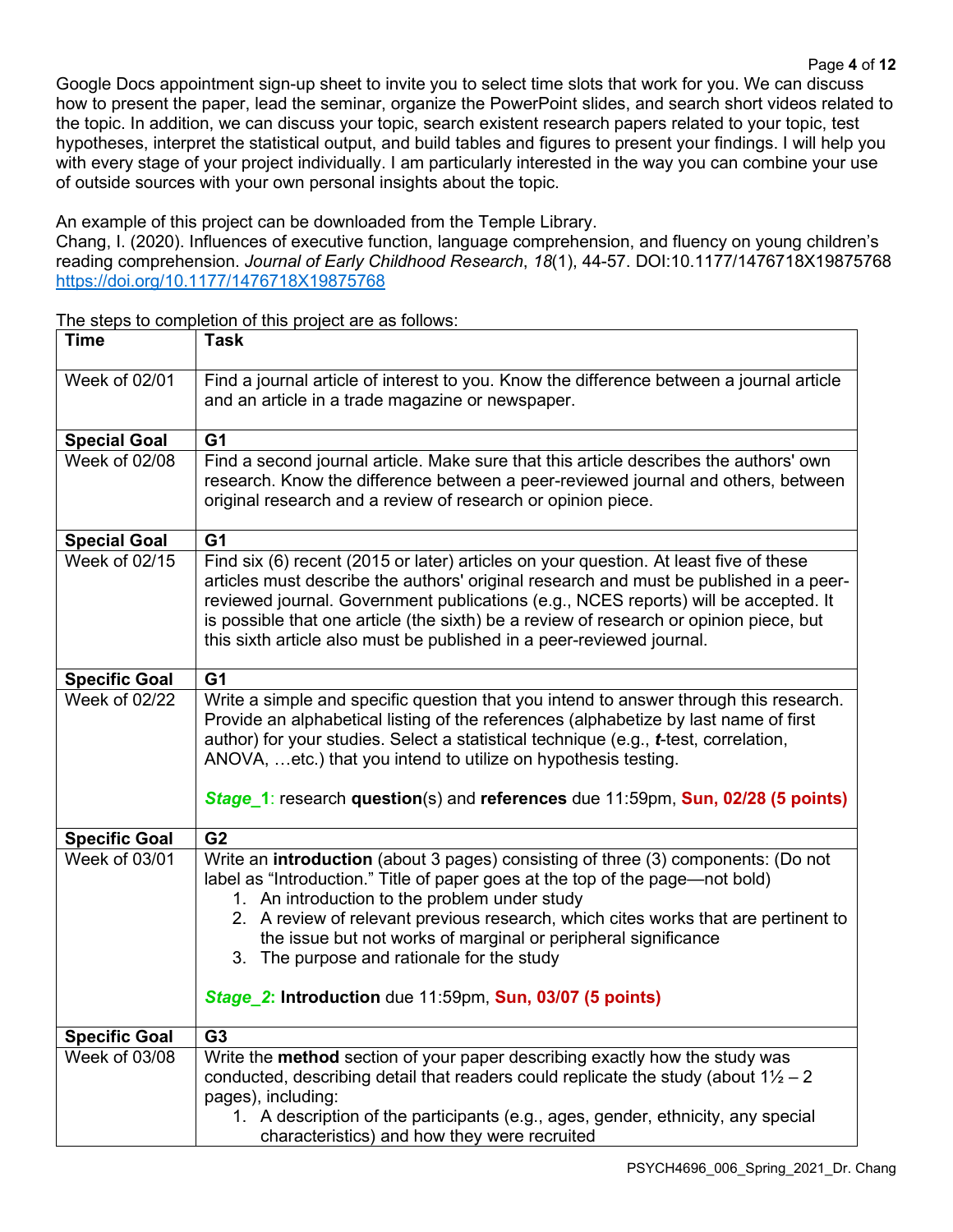Google Docs appointment sign-up sheet to invite you to select time slots that work for you. We can discuss how to present the paper, lead the seminar, organize the PowerPoint slides, and search short videos related to the topic. In addition, we can discuss your topic, search existent research papers related to your topic, test hypotheses, interpret the statistical output, and build tables and figures to present your findings. I will help you with every stage of your project individually. I am particularly interested in the way you can combine your use of outside sources with your own personal insights about the topic.

An example of this project can be downloaded from the Temple Library.
Chang, I. (2020). Influences of executive function, language comprehension, and fluency on young children's reading comprehension. *Journal of Early Childhood Research*, *18*(1), 44-57. DOI:10.1177/1476718X19875768 https://doi.org/10.1177/1476718X19875768

The steps to completion of this project are as follows:

| **Time** | **Task** |
|---|---|
| Week of 02/01 | Find a journal article of interest to you. Know the difference between a journal article and an article in a trade magazine or newspaper. |
| **Special Goal** | **G1** |
| Week of 02/08 | Find a second journal article. Make sure that this article describes the authors' own research. Know the difference between a peer-reviewed journal and others, between original research and a review of research or opinion piece. |
| **Special Goal** | **G1** |
| Week of 02/15 | Find six (6) recent (2015 or later) articles on your question. At least five of these articles must describe the authors' original research and must be published in a peer-reviewed journal. Government publications (e.g., NCES reports) will be accepted. It is possible that one article (the sixth) be a review of research or opinion piece, but this sixth article also must be published in a peer-reviewed journal. |
| **Specific Goal** | **G1** |
| Week of 02/22 | Write a simple and specific question that you intend to answer through this research. Provide an alphabetical listing of the references (alphabetize by last name of first author) for your studies. Select a statistical technique (e.g., ***t***-test, correlation, ANOVA, …etc.) that you intend to utilize on hypothesis testing.<br><br>***Stage_1***: research **question**(s) and **references** due 11:59pm, **Sun, 02/28 (5 points)** |
| **Specific Goal** | **G2** |
| Week of 03/01 | Write an **introduction** (about 3 pages) consisting of three (3) components: (Do not label as "Introduction." Title of paper goes at the top of the page—not bold)<br>1. An introduction to the problem under study<br>2. A review of relevant previous research, which cites works that are pertinent to the issue but not works of marginal or peripheral significance<br>3. The purpose and rationale for the study<br><br>***Stage_2*: Introduction** due 11:59pm, **Sun, 03/07 (5 points)** |
| **Specific Goal** | **G3** |
| Week of 03/08 | Write the **method** section of your paper describing exactly how the study was conducted, describing detail that readers could replicate the study (about 1½ – 2 pages), including:<br>1. A description of the participants (e.g., ages, gender, ethnicity, any special characteristics) and how they were recruited |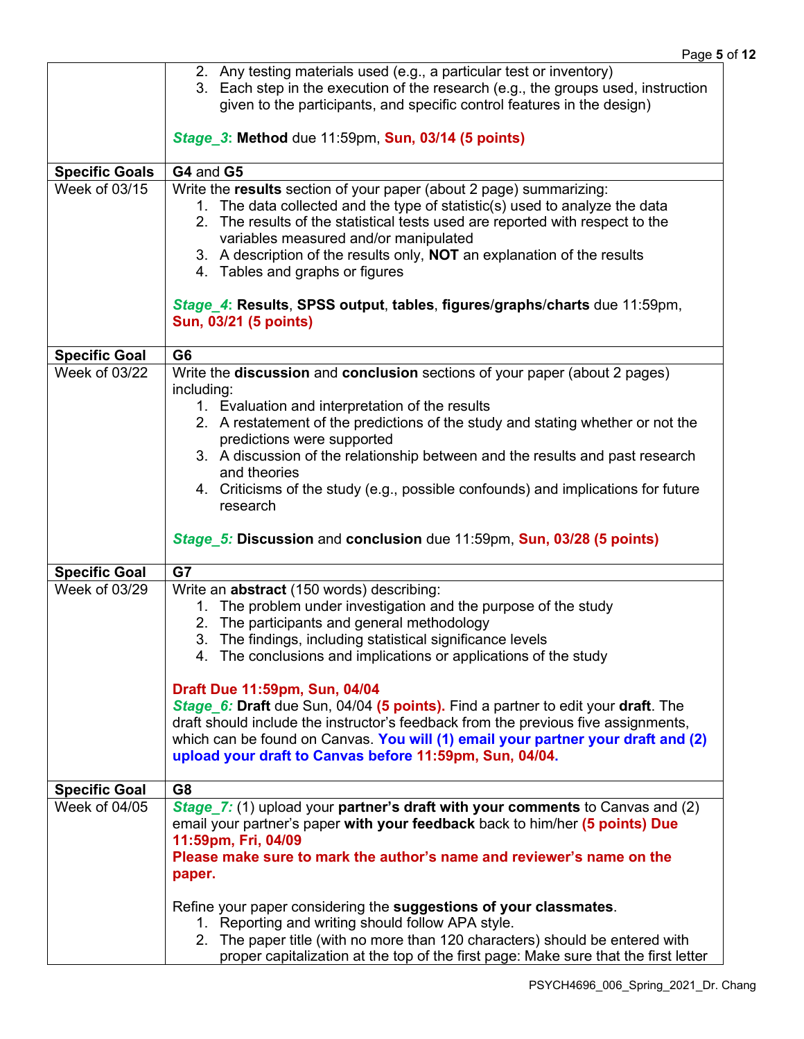| | |
|---|---|
| | 2. Any testing materials used (e.g., a particular test or inventory)<br>3. Each step in the execution of the research (e.g., the groups used, instruction given to the participants, and specific control features in the design)<br><br>***Stage_3*****: Method** due 11:59pm, **Sun, 03/14 (5 points)** |
| **Specific Goals** | **G4** and **G5** |
| Week of 03/15 | Write the **results** section of your paper (about 2 page) summarizing:<br>1. The data collected and the type of statistic(s) used to analyze the data<br>2. The results of the statistical tests used are reported with respect to the variables measured and/or manipulated<br>3. A description of the results only, **NOT** an explanation of the results<br>4. Tables and graphs or figures<br><br>***Stage_4*****: Results**, **SPSS output**, **tables**, **figures**/**graphs**/**charts** due 11:59pm, **Sun, 03/21 (5 points)** |
| **Specific Goal** | **G6** |
| Week of 03/22 | Write the **discussion** and **conclusion** sections of your paper (about 2 pages) including:<br>1. Evaluation and interpretation of the results<br>2. A restatement of the predictions of the study and stating whether or not the predictions were supported<br>3. A discussion of the relationship between and the results and past research and theories<br>4. Criticisms of the study (e.g., possible confounds) and implications for future research<br><br>***Stage_5:*** **Discussion** and **conclusion** due 11:59pm, **Sun, 03/28 (5 points)** |
| **Specific Goal** | **G7** |
| Week of 03/29 | Write an **abstract** (150 words) describing:<br>1. The problem under investigation and the purpose of the study<br>2. The participants and general methodology<br>3. The findings, including statistical significance levels<br>4. The conclusions and implications or applications of the study<br><br>**Draft Due 11:59pm, Sun, 04/04**<br>***Stage_6:*** **Draft** due Sun, 04/04 **(5 points).** Find a partner to edit your **draft**. The draft should include the instructor's feedback from the previous five assignments, which can be found on Canvas. **You will (1) email your partner your draft and (2) upload your draft to Canvas before 11:59pm, Sun, 04/04.** |
| **Specific Goal** | **G8** |
| Week of 04/05 | ***Stage_7:*** (1) upload your **partner's draft with your comments** to Canvas and (2) email your partner's paper **with your feedback** back to him/her **(5 points) Due 11:59pm, Fri, 04/09**<br>**Please make sure to mark the author's name and reviewer's name on the paper.**<br><br>Refine your paper considering the **suggestions of your classmates**.<br>1. Reporting and writing should follow APA style.<br>2. The paper title (with no more than 120 characters) should be entered with proper capitalization at the top of the first page: Make sure that the first letter |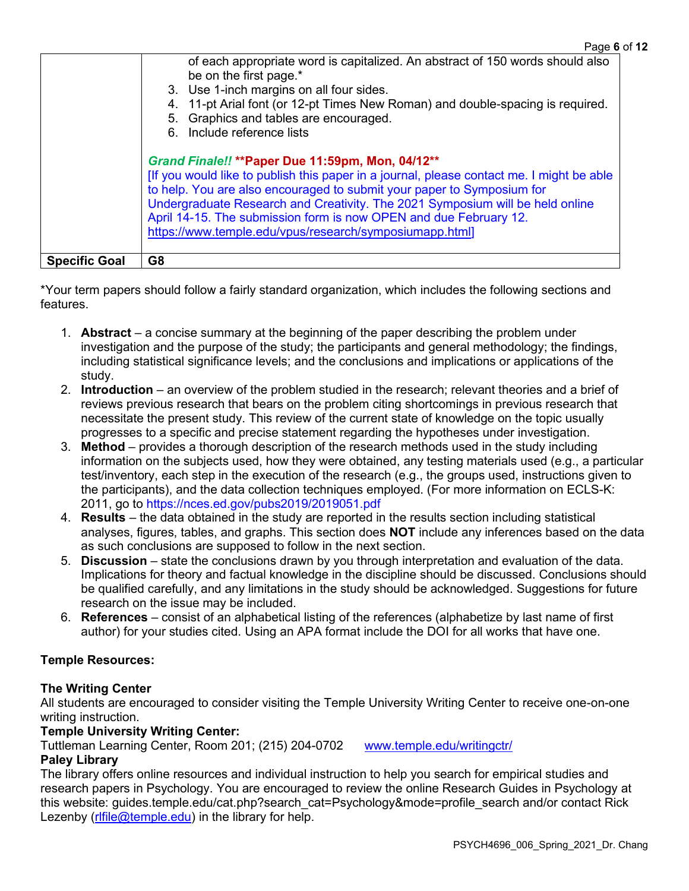| | |
|---|---|
| | of each appropriate word is capitalized. An abstract of 150 words should also be on the first page.*<br>3. Use 1-inch margins on all four sides.<br>4. 11-pt Arial font (or 12-pt Times New Roman) and double-spacing is required.<br>5. Graphics and tables are encouraged.<br>6. Include reference lists<br><br>***Grand Finale!!*** **\*\*Paper Due 11:59pm, Mon, 04/12\*\***<br>[If you would like to publish this paper in a journal, please contact me. I might be able to help. You are also encouraged to submit your paper to Symposium for Undergraduate Research and Creativity. The 2021 Symposium will be held online April 14-15. The submission form is now OPEN and due February 12. https://www.temple.edu/vpus/research/symposiumapp.html] |
| **Specific Goal** | **G8** |

*Your term papers should follow a fairly standard organization, which includes the following sections and features.

1. **Abstract** – a concise summary at the beginning of the paper describing the problem under investigation and the purpose of the study; the participants and general methodology; the findings, including statistical significance levels; and the conclusions and implications or applications of the study.
2. **Introduction** – an overview of the problem studied in the research; relevant theories and a brief of reviews previous research that bears on the problem citing shortcomings in previous research that necessitate the present study. This review of the current state of knowledge on the topic usually progresses to a specific and precise statement regarding the hypotheses under investigation.
3. **Method** – provides a thorough description of the research methods used in the study including information on the subjects used, how they were obtained, any testing materials used (e.g., a particular test/inventory, each step in the execution of the research (e.g., the groups used, instructions given to the participants), and the data collection techniques employed. (For more information on ECLS-K: 2011, go to https://nces.ed.gov/pubs2019/2019051.pdf
4. **Results** – the data obtained in the study are reported in the results section including statistical analyses, figures, tables, and graphs. This section does **NOT** include any inferences based on the data as such conclusions are supposed to follow in the next section.
5. **Discussion** – state the conclusions drawn by you through interpretation and evaluation of the data. Implications for theory and factual knowledge in the discipline should be discussed. Conclusions should be qualified carefully, and any limitations in the study should be acknowledged. Suggestions for future research on the issue may be included.
6. **References** – consist of an alphabetical listing of the references (alphabetize by last name of first author) for your studies cited. Using an APA format include the DOI for all works that have one.

**Temple Resources:**

**The Writing Center**
All students are encouraged to consider visiting the Temple University Writing Center to receive one-on-one writing instruction.

**Temple University Writing Center:**
Tuttleman Learning Center, Room 201; (215) 204-0702 www.temple.edu/writingctr/

**Paley Library**
The library offers online resources and individual instruction to help you search for empirical studies and research papers in Psychology. You are encouraged to review the online Research Guides in Psychology at this website: guides.temple.edu/cat.php?search_cat=Psychology&mode=profile_search and/or contact Rick Lezenby (rlfile@temple.edu) in the library for help.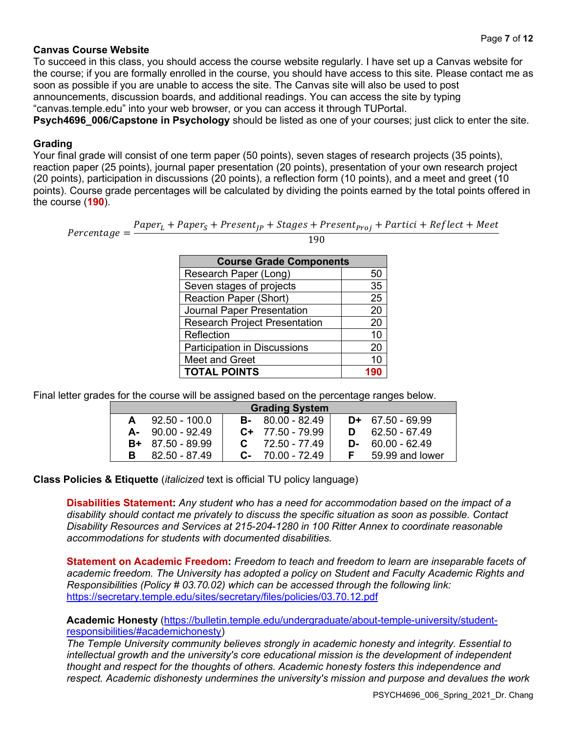**Canvas Course Website**

To succeed in this class, you should access the course website regularly. I have set up a Canvas website for the course; if you are formally enrolled in the course, you should have access to this site. Please contact me as soon as possible if you are unable to access the site. The Canvas site will also be used to post announcements, discussion boards, and additional readings. You can access the site by typing "canvas.temple.edu" into your web browser, or you can access it through TUPortal.
**Psych4696_006/Capstone in Psychology** should be listed as one of your courses; just click to enter the site.

**Grading**

Your final grade will consist of one term paper (50 points), seven stages of research projects (35 points), reaction paper (25 points), journal paper presentation (20 points), presentation of your own research project (20 points), participation in discussions (20 points), a reflection form (10 points), and a meet and greet (10 points). Course grade percentages will be calculated by dividing the points earned by the total points offered in the course (**190**).

$$Percentage = \frac{Paper_L + Paper_S + Present_{JP} + Stages + Present_{Proj} + Partici + Reflect + Meet}{190}$$

| **Course Grade Components** | |
|---|---|
| Research Paper (Long) | 50 |
| Seven stages of projects | 35 |
| Reaction Paper (Short) | 25 |
| Journal Paper Presentation | 20 |
| Research Project Presentation | 20 |
| Reflection | 10 |
| Participation in Discussions | 20 |
| Meet and Greet | 10 |
| **TOTAL POINTS** | **190** |

Final letter grades for the course will be assigned based on the percentage ranges below.

| **Grading System** | | | | | |
|---|---|---|---|---|---|
| **A** | 92.50 - 100.0 | **B-** | 80.00 - 82.49 | **D+** | 67.50 - 69.99 |
| **A-** | 90.00 - 92.49 | **C+** | 77.50 - 79.99 | **D** | 62.50 - 67.49 |
| **B+** | 87.50 - 89.99 | **C** | 72.50 - 77.49 | **D-** | 60.00 - 62.49 |
| **B** | 82.50 - 87.49 | **C-** | 70.00 - 72.49 | **F** | 59.99 and lower |

**Class Policies & Etiquette** (*italicized* text is official TU policy language)

**Disabilities Statement:** *Any student who has a need for accommodation based on the impact of a disability should contact me privately to discuss the specific situation as soon as possible. Contact Disability Resources and Services at 215-204-1280 in 100 Ritter Annex to coordinate reasonable accommodations for students with documented disabilities.*

**Statement on Academic Freedom:** *Freedom to teach and freedom to learn are inseparable facets of academic freedom. The University has adopted a policy on Student and Faculty Academic Rights and Responsibilities (Policy # 03.70.02) which can be accessed through the following link:* https://secretary.temple.edu/sites/secretary/files/policies/03.70.12.pdf

**Academic Honesty** (https://bulletin.temple.edu/undergraduate/about-temple-university/student-responsibilities/#academichonesty)
*The Temple University community believes strongly in academic honesty and integrity. Essential to intellectual growth and the university's core educational mission is the development of independent thought and respect for the thoughts of others. Academic honesty fosters this independence and respect. Academic dishonesty undermines the university's mission and purpose and devalues the work*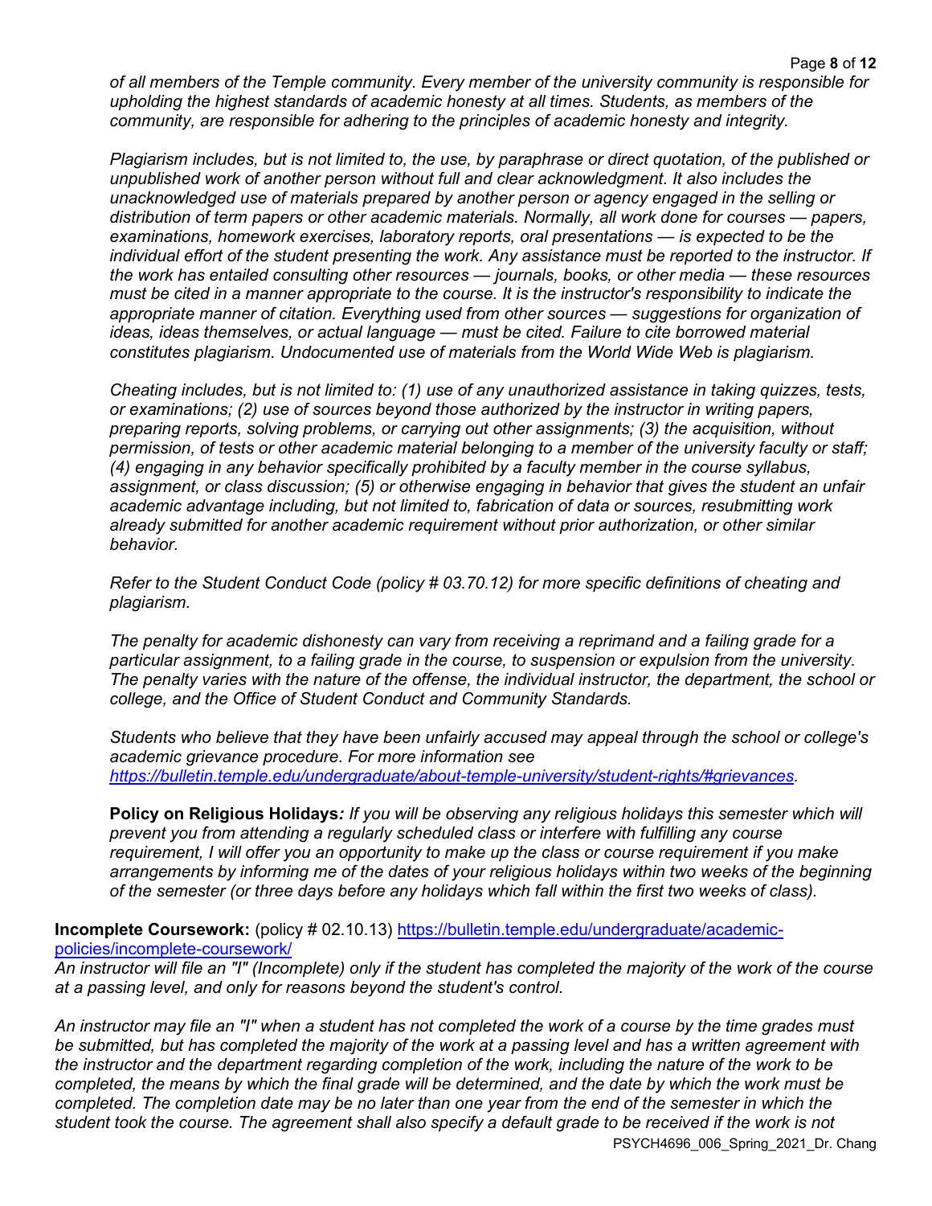*of all members of the Temple community. Every member of the university community is responsible for upholding the highest standards of academic honesty at all times. Students, as members of the community, are responsible for adhering to the principles of academic honesty and integrity.*

*Plagiarism includes, but is not limited to, the use, by paraphrase or direct quotation, of the published or unpublished work of another person without full and clear acknowledgment. It also includes the unacknowledged use of materials prepared by another person or agency engaged in the selling or distribution of term papers or other academic materials. Normally, all work done for courses — papers, examinations, homework exercises, laboratory reports, oral presentations — is expected to be the individual effort of the student presenting the work. Any assistance must be reported to the instructor. If the work has entailed consulting other resources — journals, books, or other media — these resources must be cited in a manner appropriate to the course. It is the instructor's responsibility to indicate the appropriate manner of citation. Everything used from other sources — suggestions for organization of ideas, ideas themselves, or actual language — must be cited. Failure to cite borrowed material constitutes plagiarism. Undocumented use of materials from the World Wide Web is plagiarism.*

*Cheating includes, but is not limited to: (1) use of any unauthorized assistance in taking quizzes, tests, or examinations; (2) use of sources beyond those authorized by the instructor in writing papers, preparing reports, solving problems, or carrying out other assignments; (3) the acquisition, without permission, of tests or other academic material belonging to a member of the university faculty or staff; (4) engaging in any behavior specifically prohibited by a faculty member in the course syllabus, assignment, or class discussion; (5) or otherwise engaging in behavior that gives the student an unfair academic advantage including, but not limited to, fabrication of data or sources, resubmitting work already submitted for another academic requirement without prior authorization, or other similar behavior.*

*Refer to the Student Conduct Code (policy # 03.70.12) for more specific definitions of cheating and plagiarism.*

*The penalty for academic dishonesty can vary from receiving a reprimand and a failing grade for a particular assignment, to a failing grade in the course, to suspension or expulsion from the university. The penalty varies with the nature of the offense, the individual instructor, the department, the school or college, and the Office of Student Conduct and Community Standards.*

*Students who believe that they have been unfairly accused may appeal through the school or college's academic grievance procedure. For more information see [https://bulletin.temple.edu/undergraduate/about-temple-university/student-rights/#grievances](https://bulletin.temple.edu/undergraduate/about-temple-university/student-rights/#grievances).*

**Policy on Religious Holidays***: If you will be observing any religious holidays this semester which will prevent you from attending a regularly scheduled class or interfere with fulfilling any course requirement, I will offer you an opportunity to make up the class or course requirement if you make arrangements by informing me of the dates of your religious holidays within two weeks of the beginning of the semester (or three days before any holidays which fall within the first two weeks of class).*

**Incomplete Coursework:** (policy # 02.10.13) [https://bulletin.temple.edu/undergraduate/academic-policies/incomplete-coursework/](https://bulletin.temple.edu/undergraduate/academic-policies/incomplete-coursework/)
*An instructor will file an "I" (Incomplete) only if the student has completed the majority of the work of the course at a passing level, and only for reasons beyond the student's control.*

*An instructor may file an "I" when a student has not completed the work of a course by the time grades must be submitted, but has completed the majority of the work at a passing level and has a written agreement with the instructor and the department regarding completion of the work, including the nature of the work to be completed, the means by which the final grade will be determined, and the date by which the work must be completed. The completion date may be no later than one year from the end of the semester in which the student took the course. The agreement shall also specify a default grade to be received if the work is not*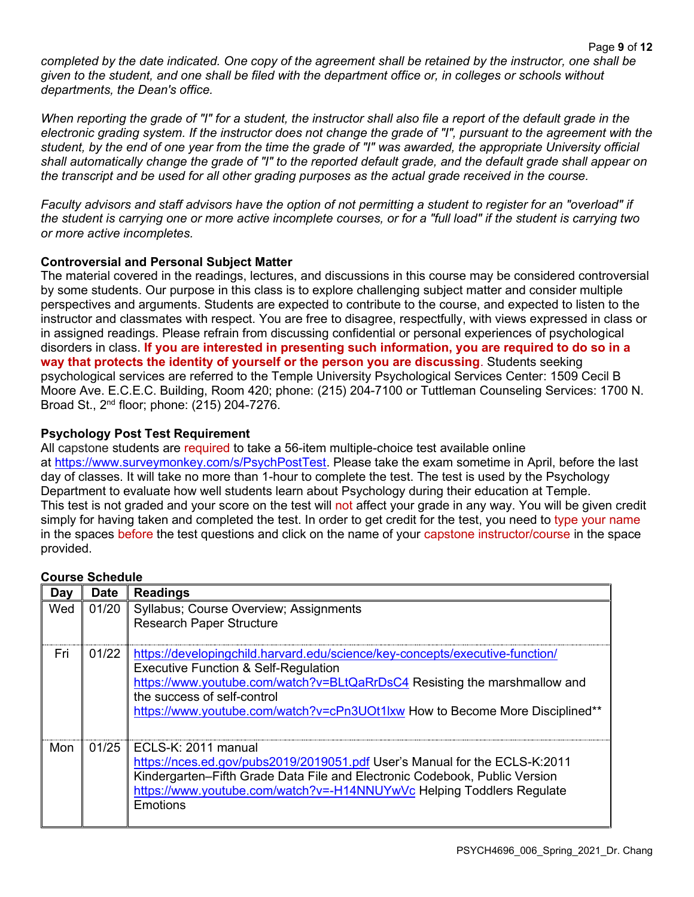*completed by the date indicated. One copy of the agreement shall be retained by the instructor, one shall be given to the student, and one shall be filed with the department office or, in colleges or schools without departments, the Dean's office.*

*When reporting the grade of "I" for a student, the instructor shall also file a report of the default grade in the electronic grading system. If the instructor does not change the grade of "I", pursuant to the agreement with the student, by the end of one year from the time the grade of "I" was awarded, the appropriate University official shall automatically change the grade of "I" to the reported default grade, and the default grade shall appear on the transcript and be used for all other grading purposes as the actual grade received in the course.*

*Faculty advisors and staff advisors have the option of not permitting a student to register for an "overload" if the student is carrying one or more active incomplete courses, or for a "full load" if the student is carrying two or more active incompletes.*

**Controversial and Personal Subject Matter**

The material covered in the readings, lectures, and discussions in this course may be considered controversial by some students. Our purpose in this class is to explore challenging subject matter and consider multiple perspectives and arguments. Students are expected to contribute to the course, and expected to listen to the instructor and classmates with respect. You are free to disagree, respectfully, with views expressed in class or in assigned readings. Please refrain from discussing confidential or personal experiences of psychological disorders in class. **If you are interested in presenting such information, you are required to do so in a way that protects the identity of yourself or the person you are discussing**. Students seeking psychological services are referred to the Temple University Psychological Services Center: 1509 Cecil B Moore Ave. E.C.E.C. Building, Room 420; phone: (215) 204-7100 or Tuttleman Counseling Services: 1700 N. Broad St., 2nd floor; phone: (215) 204-7276.

**Psychology Post Test Requirement**

All capstone students are required to take a 56-item multiple-choice test available online at https://www.surveymonkey.com/s/PsychPostTest. Please take the exam sometime in April, before the last day of classes. It will take no more than 1-hour to complete the test. The test is used by the Psychology Department to evaluate how well students learn about Psychology during their education at Temple. This test is not graded and your score on the test will not affect your grade in any way. You will be given credit simply for having taken and completed the test. In order to get credit for the test, you need to type your name in the spaces before the test questions and click on the name of your capstone instructor/course in the space provided.

**Course Schedule**

| Day | Date | Readings |
|---|---|---|
| Wed | 01/20 | Syllabus; Course Overview; Assignments<br>Research Paper Structure |
| Fri | 01/22 | https://developingchild.harvard.edu/science/key-concepts/executive-function/<br>Executive Function & Self-Regulation<br>https://www.youtube.com/watch?v=BLtQaRrDsC4 Resisting the marshmallow and the success of self-control<br>https://www.youtube.com/watch?v=cPn3UOt1lxw How to Become More Disciplined** |
| Mon | 01/25 | ECLS-K: 2011 manual<br>https://nces.ed.gov/pubs2019/2019051.pdf User's Manual for the ECLS-K:2011 Kindergarten–Fifth Grade Data File and Electronic Codebook, Public Version<br>https://www.youtube.com/watch?v=-H14NNUYwVc Helping Toddlers Regulate Emotions |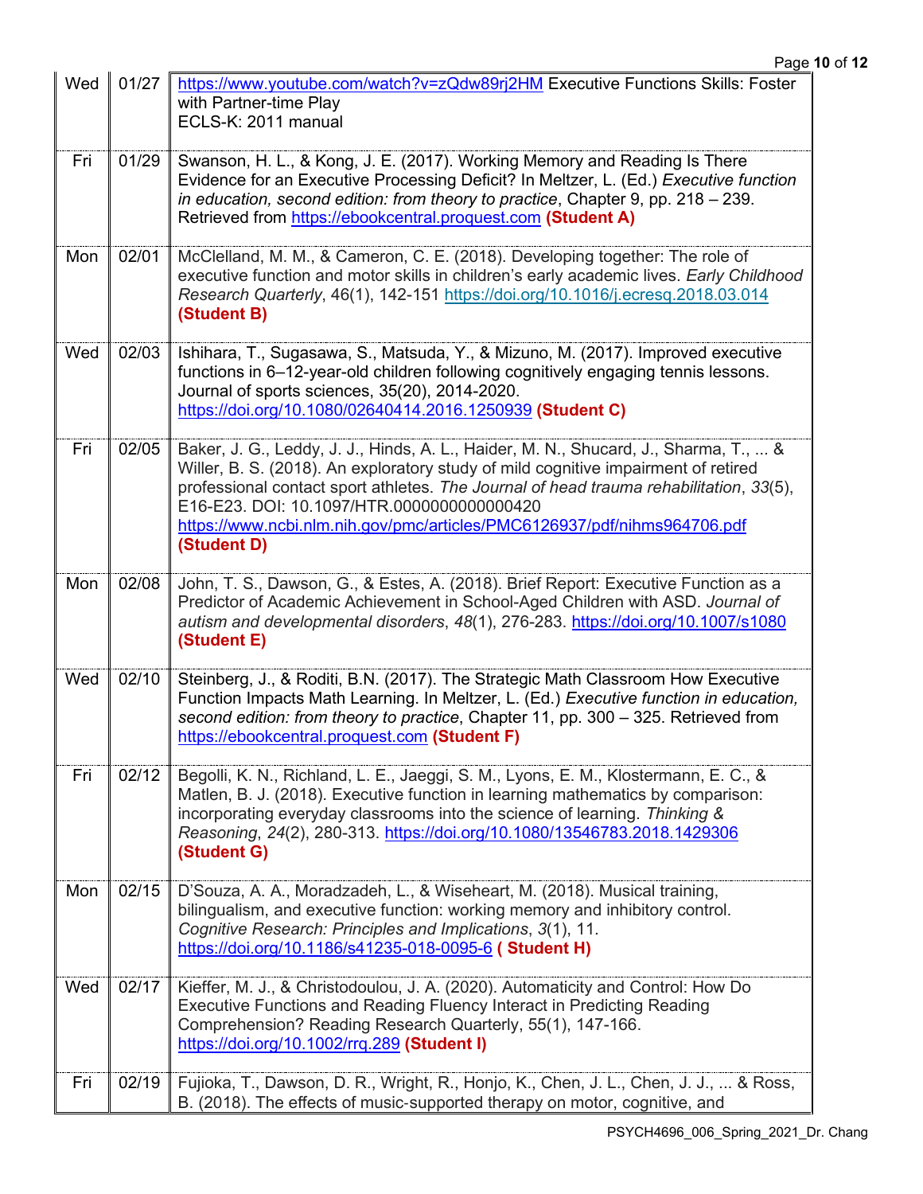| | | |
|---|---|---|
| Wed | 01/27 | https://www.youtube.com/watch?v=zQdw89rj2HM Executive Functions Skills: Foster with Partner-time Play<br>ECLS-K: 2011 manual |
| Fri | 01/29 | Swanson, H. L., & Kong, J. E. (2017). Working Memory and Reading Is There Evidence for an Executive Processing Deficit? In Meltzer, L. (Ed.) *Executive function in education, second edition: from theory to practice*, Chapter 9, pp. 218 – 239. Retrieved from https://ebookcentral.proquest.com **(Student A)** |
| Mon | 02/01 | McClelland, M. M., & Cameron, C. E. (2018). Developing together: The role of executive function and motor skills in children's early academic lives. *Early Childhood Research Quarterly*, 46(1), 142-151 https://doi.org/10.1016/j.ecresq.2018.03.014 **(Student B)** |
| Wed | 02/03 | Ishihara, T., Sugasawa, S., Matsuda, Y., & Mizuno, M. (2017). Improved executive functions in 6–12-year-old children following cognitively engaging tennis lessons. Journal of sports sciences, 35(20), 2014-2020. https://doi.org/10.1080/02640414.2016.1250939 **(Student C)** |
| Fri | 02/05 | Baker, J. G., Leddy, J. J., Hinds, A. L., Haider, M. N., Shucard, J., Sharma, T., ... & Willer, B. S. (2018). An exploratory study of mild cognitive impairment of retired professional contact sport athletes. *The Journal of head trauma rehabilitation*, *33*(5), E16-E23. DOI: 10.1097/HTR.0000000000000420 https://www.ncbi.nlm.nih.gov/pmc/articles/PMC6126937/pdf/nihms964706.pdf **(Student D)** |
| Mon | 02/08 | John, T. S., Dawson, G., & Estes, A. (2018). Brief Report: Executive Function as a Predictor of Academic Achievement in School-Aged Children with ASD. *Journal of autism and developmental disorders*, *48*(1), 276-283. https://doi.org/10.1007/s1080 **(Student E)** |
| Wed | 02/10 | Steinberg, J., & Roditi, B.N. (2017). The Strategic Math Classroom How Executive Function Impacts Math Learning. In Meltzer, L. (Ed.) *Executive function in education, second edition: from theory to practice*, Chapter 11, pp. 300 – 325. Retrieved from https://ebookcentral.proquest.com **(Student F)** |
| Fri | 02/12 | Begolli, K. N., Richland, L. E., Jaeggi, S. M., Lyons, E. M., Klostermann, E. C., & Matlen, B. J. (2018). Executive function in learning mathematics by comparison: incorporating everyday classrooms into the science of learning. *Thinking & Reasoning*, *24*(2), 280-313. https://doi.org/10.1080/13546783.2018.1429306 **(Student G)** |
| Mon | 02/15 | D'Souza, A. A., Moradzadeh, L., & Wiseheart, M. (2018). Musical training, bilingualism, and executive function: working memory and inhibitory control. *Cognitive Research: Principles and Implications*, *3*(1), 11. https://doi.org/10.1186/s41235-018-0095-6 **( Student H)** |
| Wed | 02/17 | Kieffer, M. J., & Christodoulou, J. A. (2020). Automaticity and Control: How Do Executive Functions and Reading Fluency Interact in Predicting Reading Comprehension? Reading Research Quarterly, 55(1), 147-166. https://doi.org/10.1002/rrq.289 **(Student I)** |
| Fri | 02/19 | Fujioka, T., Dawson, D. R., Wright, R., Honjo, K., Chen, J. L., Chen, J. J., ... & Ross, B. (2018). The effects of music-supported therapy on motor, cognitive, and |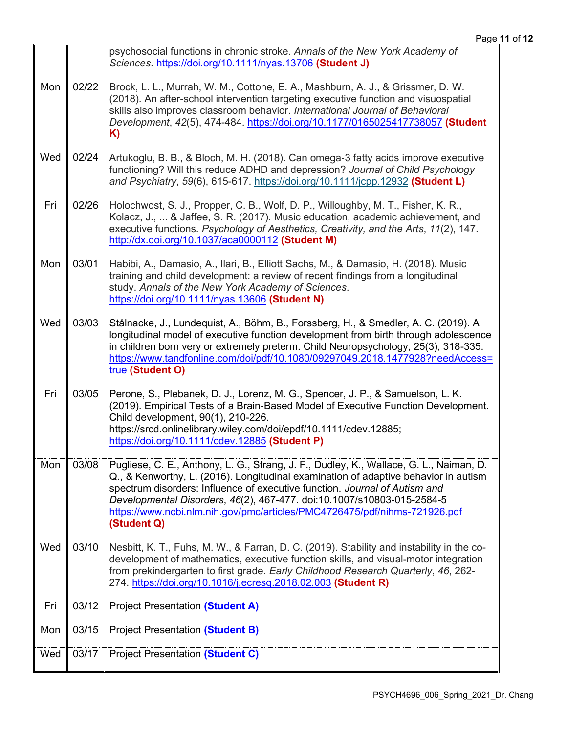| | | |
|---|---|---|
| | | psychosocial functions in chronic stroke. *Annals of the New York Academy of Sciences*. https://doi.org/10.1111/nyas.13706 **(Student J)** |
| Mon | 02/22 | Brock, L. L., Murrah, W. M., Cottone, E. A., Mashburn, A. J., & Grissmer, D. W. (2018). An after-school intervention targeting executive function and visuospatial skills also improves classroom behavior. *International Journal of Behavioral Development*, *42*(5), 474-484. https://doi.org/10.1177/0165025417738057 **(Student K)** |
| Wed | 02/24 | Artukoglu, B. B., & Bloch, M. H. (2018). Can omega-3 fatty acids improve executive functioning? Will this reduce ADHD and depression? *Journal of Child Psychology and Psychiatry*, *59*(6), 615-617. https://doi.org/10.1111/jcpp.12932 **(Student L)** |
| Fri | 02/26 | Holochwost, S. J., Propper, C. B., Wolf, D. P., Willoughby, M. T., Fisher, K. R., Kolacz, J., ... & Jaffee, S. R. (2017). Music education, academic achievement, and executive functions. *Psychology of Aesthetics, Creativity, and the Arts*, *11*(2), 147. http://dx.doi.org/10.1037/aca0000112 **(Student M)** |
| Mon | 03/01 | Habibi, A., Damasio, A., Ilari, B., Elliott Sachs, M., & Damasio, H. (2018). Music training and child development: a review of recent findings from a longitudinal study. *Annals of the New York Academy of Sciences*. https://doi.org/10.1111/nyas.13606 **(Student N)** |
| Wed | 03/03 | Stålnacke, J., Lundequist, A., Böhm, B., Forssberg, H., & Smedler, A. C. (2019). A longitudinal model of executive function development from birth through adolescence in children born very or extremely preterm. Child Neuropsychology, 25(3), 318-335. https://www.tandfonline.com/doi/pdf/10.1080/09297049.2018.1477928?needAccess=true **(Student O)** |
| Fri | 03/05 | Perone, S., Plebanek, D. J., Lorenz, M. G., Spencer, J. P., & Samuelson, L. K. (2019). Empirical Tests of a Brain-Based Model of Executive Function Development. Child development, 90(1), 210-226. https://srcd.onlinelibrary.wiley.com/doi/epdf/10.1111/cdev.12885; https://doi.org/10.1111/cdev.12885 **(Student P)** |
| Mon | 03/08 | Pugliese, C. E., Anthony, L. G., Strang, J. F., Dudley, K., Wallace, G. L., Naiman, D. Q., & Kenworthy, L. (2016). Longitudinal examination of adaptive behavior in autism spectrum disorders: Influence of executive function. *Journal of Autism and Developmental Disorders*, *46*(2), 467-477. doi:10.1007/s10803-015-2584-5 https://www.ncbi.nlm.nih.gov/pmc/articles/PMC4726475/pdf/nihms-721926.pdf **(Student Q)** |
| Wed | 03/10 | Nesbitt, K. T., Fuhs, M. W., & Farran, D. C. (2019). Stability and instability in the co-development of mathematics, executive function skills, and visual-motor integration from prekindergarten to first grade. *Early Childhood Research Quarterly*, *46*, 262-274. https://doi.org/10.1016/j.ecresq.2018.02.003 **(Student R)** |
| Fri | 03/12 | Project Presentation **(Student A)** |
| Mon | 03/15 | Project Presentation **(Student B)** |
| Wed | 03/17 | Project Presentation **(Student C)** |

PSYCH4696_006_Spring_2021_Dr. Chang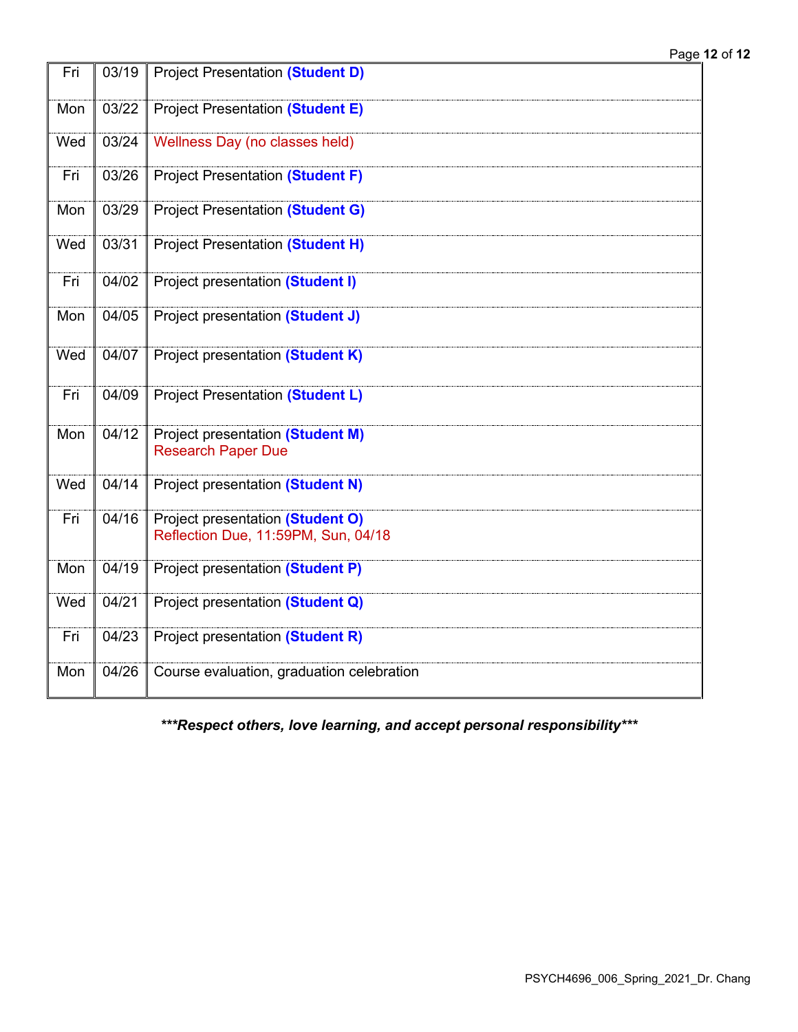| | | |
|---|---|---|
| Fri | 03/19 | Project Presentation **(Student D)** |
| Mon | 03/22 | Project Presentation **(Student E)** |
| Wed | 03/24 | Wellness Day (no classes held) |
| Fri | 03/26 | Project Presentation **(Student F)** |
| Mon | 03/29 | Project Presentation **(Student G)** |
| Wed | 03/31 | Project Presentation **(Student H)** |
| Fri | 04/02 | Project presentation **(Student I)** |
| Mon | 04/05 | Project presentation **(Student J)** |
| Wed | 04/07 | Project presentation **(Student K)** |
| Fri | 04/09 | Project Presentation **(Student L)** |
| Mon | 04/12 | Project presentation **(Student M)**<br>Research Paper Due |
| Wed | 04/14 | Project presentation **(Student N)** |
| Fri | 04/16 | Project presentation **(Student O)**<br>Reflection Due, 11:59PM, Sun, 04/18 |
| Mon | 04/19 | Project presentation **(Student P)** |
| Wed | 04/21 | Project presentation **(Student Q)** |
| Fri | 04/23 | Project presentation **(Student R)** |
| Mon | 04/26 | Course evaluation, graduation celebration |

***\*\*\*Respect others, love learning, and accept personal responsibility\*\*\****